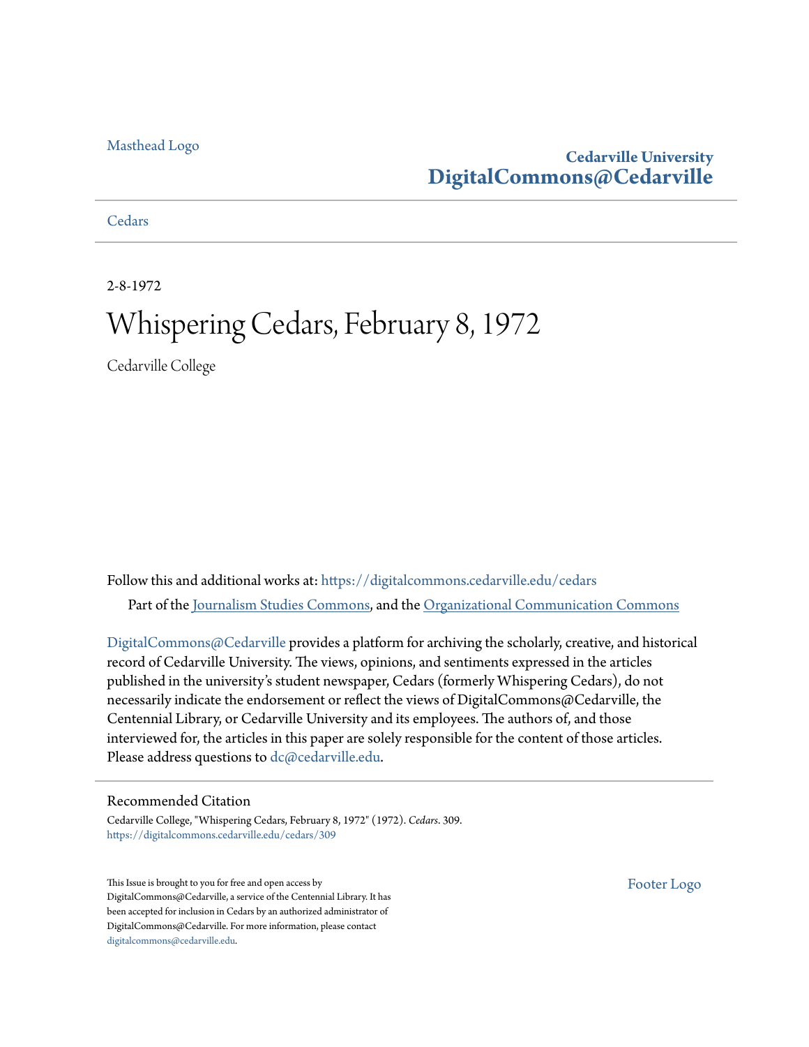Masthead Logo

**Cedarville University**
**DigitalCommons@Cedarville**

Cedars

2-8-1972

# Whispering Cedars, February 8, 1972

Cedarville College

Follow this and additional works at: https://digitalcommons.cedarville.edu/cedars

Part of the Journalism Studies Commons, and the Organizational Communication Commons

DigitalCommons@Cedarville provides a platform for archiving the scholarly, creative, and historical record of Cedarville University. The views, opinions, and sentiments expressed in the articles published in the university's student newspaper, Cedars (formerly Whispering Cedars), do not necessarily indicate the endorsement or reflect the views of DigitalCommons@Cedarville, the Centennial Library, or Cedarville University and its employees. The authors of, and those interviewed for, the articles in this paper are solely responsible for the content of those articles. Please address questions to dc@cedarville.edu.

## Recommended Citation

Cedarville College, "Whispering Cedars, February 8, 1972" (1972). *Cedars*. 309.
https://digitalcommons.cedarville.edu/cedars/309

This Issue is brought to you for free and open access by DigitalCommons@Cedarville, a service of the Centennial Library. It has been accepted for inclusion in Cedars by an authorized administrator of DigitalCommons@Cedarville. For more information, please contact digitalcommons@cedarville.edu.

Footer Logo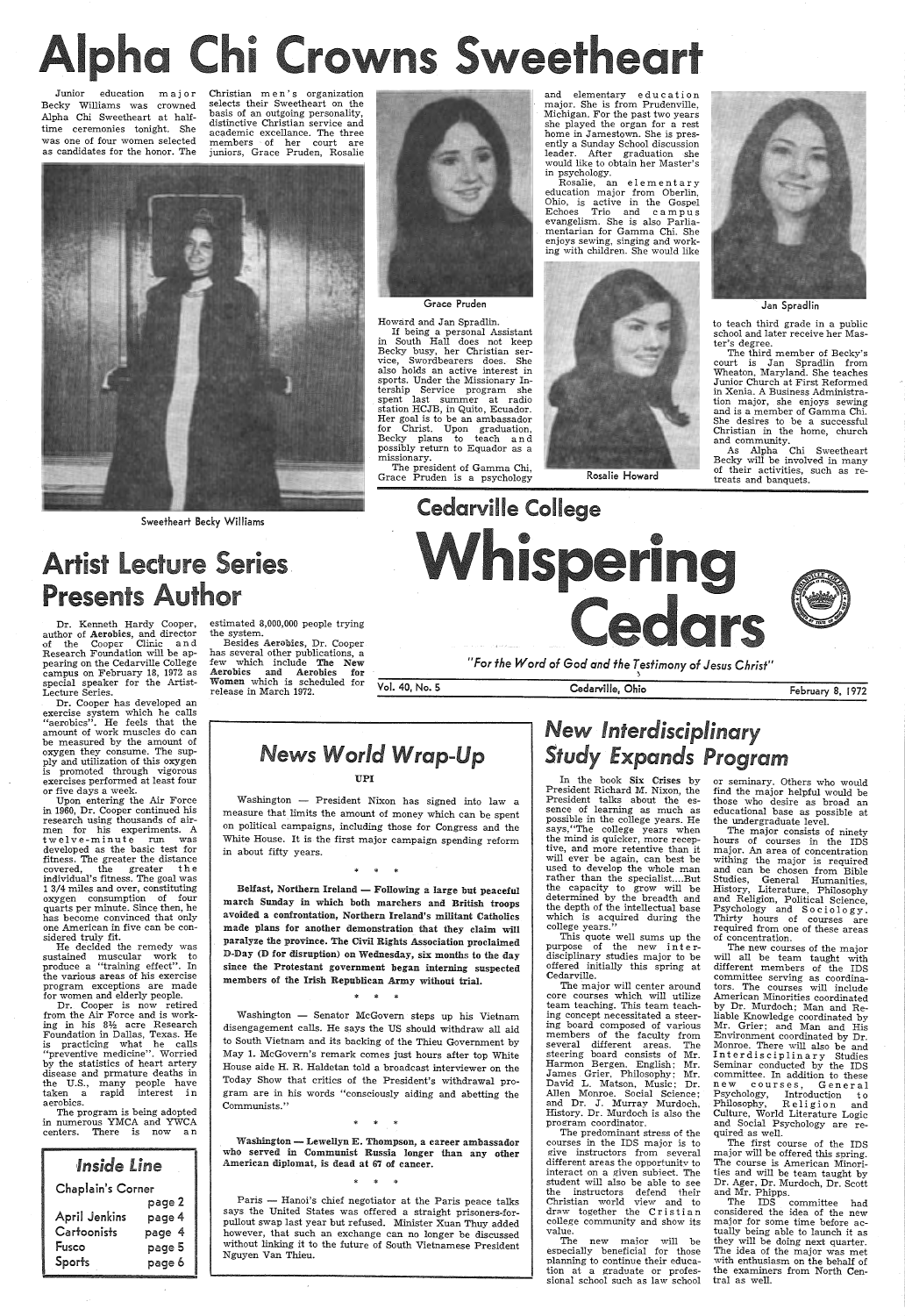# Alpha Chi Crowns Sweetheart

Junior education major Becky Williams was crowned Alpha Chi Sweetheart at half-time ceremonies tonight. She was one of four women selected as candidates for the honor. The Christian men's organization selects their Sweetheart on the basis of an outgoing personality, distinctive Christian service and academic excellance. The three members of her court are juniors, Grace Pruden, Rosalie Howard and Jan Spradlin.

Sweetheart Becky Williams

Grace Pruden

If being a personal Assistant in South Hall does not keep Becky busy, her Christian service, Swordbearers does. She also holds an active interest in sports. Under the Missionary Internship Service program she spent last summer at radio station HCJB, in Quito, Ecuador. Her goal is to be an ambassador for Christ. Upon graduation, Becky plans to teach and possibly return to Equador as a missionary.

The president of Gamma Chi, Grace Pruden is a psychology and elementary education major. She is from Prudenville, Michigan. For the past two years she played the organ for a rest home in Jamestown. She is presently a Sunday School discussion leader. After graduation she would like to obtain her Master's in psychology.

Rosalie, an elementary education major from Oberlin, Ohio, is active in the Gospel Echoes Trio and campus evangelism. She is also Parliamentarian for Gamma Chi. She enjoys sewing, singing and working with children. She would like to teach third grade in a public school and later receive her Master's degree.

Rosalie Howard

Jan Spradlin

The third member of Becky's court is Jan Spradlin from Wheaton, Maryland. She teaches Junior Church at First Reformed in Xenia. A Business Administration major, she enjoys sewing and is a member of Gamma Chi. She desires to be a successful Christian in the home, church and community.

As Alpha Chi Sweetheart Becky will be involved in many of their activities, such as retreats and banquets.

# Cedarville College Whispering Cedars

*"For the Word of God and the Testimony of Jesus Christ"*

Vol. 40, No. 5 | Cedarville, Ohio | February 8, 1972

## Artist Lecture Series Presents Author

Dr. Kenneth Hardy Cooper, author of **Aerobics**, and director of the Cooper Clinic and Research Foundation will be appearing on the Cedarville College campus on February 18, 1972 as special speaker for the Artist-Lecture Series.

Dr. Cooper has developed an exercise system which he calls "aerobics". He feels that the amount of work muscles do can be measured by the amount of oxygen they consume. The supply and utilization of this oxygen is promoted through vigorous exercises performed at least four or five days a week.

Upon entering the Air Force in 1960, Dr. Cooper continued his research using thousands of airmen for his experiments. A twelve-minute run was developed as the basic test for fitness. The greater the distance covered, the greater the individual's fitness. The goal was 1 3/4 miles and over, constituting oxygen consumption of four quarts per minute. Since then, he has become convinced that only one American in five can be considered truly fit.

He decided the remedy was sustained muscular work to produce a "training effect". In the various areas of his exercise program exceptions are made for women and elderly people.

Dr. Cooper is now retired from the Air Force and is working in his 8½ acre Research Foundation in Dallas, Texas. He is practicing what he calls "preventive medicine". Worried by the statistics of heart artery disease and prmature deaths in the U.S., many people have taken a rapid interest in aerobics.

The program is being adopted in numerous YMCA and YWCA centers. There is now an estimated 8,000,000 people trying the system.

Besides **Aerobics**, Dr. Cooper has several other publications, a few which include **The New Aerobics** and **Aerobics for Women** which is scheduled for release in March 1972.

### *Inside Line*

| | |
|---|---|
| Chaplain's Corner | page 2 |
| April Jenkins | page 4 |
| Cartoonists | page 4 |
| Fusco | page 5 |
| Sports | page 6 |

## *News World Wrap-Up*

**UPI**

Washington — President Nixon has signed into law a measure that limits the amount of money which can be spent on political campaigns, including those for Congress and the White House. It is the first major campaign spending reform in about fifty years.

\* \* \*

**Belfast, Northern Ireland — Following a large but peaceful march Sunday in which both marchers and British troops avoided a confrontation, Northern Ireland's militant Catholics made plans for another demonstration that they claim will paralyze the province. The Civil Rights Association proclaimed D-Day (D for disruption) on Wednesday, six months to the day since the Protestant government began interning suspected members of the Irish Republican Army without trial.**

\* \* \*

Washington — Senator McGovern steps up his Vietnam disengagement calls. He says the US should withdraw all aid to South Vietnam and its backing of the Thieu Government by May 1. McGovern's remark comes just hours after top White House aide H. R. Haldetan told a broadcast interviewer on the Today Show that critics of the President's withdrawal program are in his words "consciously aiding and abetting the Communists."

\* \* \*

**Washington — Lewellyn E. Thompson, a career ambassador who served in Communist Russia longer than any other American diplomat, is dead at 67 of cancer.**

\* \* \*

Paris — Hanoi's chief negotiator at the Paris peace talks says the United States was offered a straight prisoners-for-pullout swap last year but refused. Minister Xuan Thuy added however, that such an exchange can no longer be discussed without linking it to the future of South Vietnamese President Nguyen Van Thieu.

## *New Interdisciplinary Study Expands Program*

In the book **Six Crises** by President Richard M. Nixon, the President talks about the essence of learning as much as possible in the college years. He says, "The college years when the mind is quicker, more receptive, and more retentive than it will ever be again, can best be used to develop the whole man rather than the specialist....But the capacity to grow will be determined by the breadth and the depth of the intellectual base which is acquired during the college years."

This quote well sums up the purpose of the new interdisciplinary studies major to be offered initially this spring at Cedarville.

The major will center around core courses which will utilize team teaching. This team teaching concept necessitated a steering board composed of various members of the faculty from several different areas. The steering board consists of Mr. Harmon Bergen. English; Mr. James Grier, Philosophy; Mr. David L. Matson, Music; Dr. Allen Monroe. Social Science; and Dr. J. Murray Murdoch, History. Dr. Murdoch is also the program coordinator.

The predominant stress of the courses in the IDS major is to give instructors from several different areas the opportunity to interact on a given subiect. The student will also be able to see the instructors defend their Christian world view and to draw together the Cristian college community and show its value.

The new major will be especially beneficial for those planning to continue their education at a graduate or professional school such as law school or seminary. Others who would find the major helpful would be those who desire as broad an educational base as possible at the undergraduate level.

The major consists of ninety hours of courses in the IDS major. An area of concentration withing the major is required and can be chosen from Bible Studies, General Humanities, History, Literature, Philosophy and Religion, Political Science, Psychology and Sociology. Thirty hours of courses are required from one of these areas of concentration.

The new courses of the major will all be team taught with different members of the IDS committee serving as coordinators. The courses will include American Minorities coordinated by Dr. Murdoch; Man and Reliable Knowledge coordinated by Mr. Grier; and Man and His Environment coordinated by Dr. Monroe. There will also be and Interdisciplinary Studies Seminar conducted by the IDS committee. In addition to these new courses, General Psychology, Introduction to Philosophy, Religion and Culture, World Literature Logic and Social Psychology are required as well.

The first course of the IDS major will be offered this spring. The course is American Minorities and will be team taught by Dr. Ager, Dr. Murdoch, Dr. Scott and Mr. Phipps.

The IDS committee had considered the idea of the new major for some time before actually being able to launch it as they will be doing next quarter. The idea of the major was met with enthusiasm on the behalf of the examiners from North Central as well.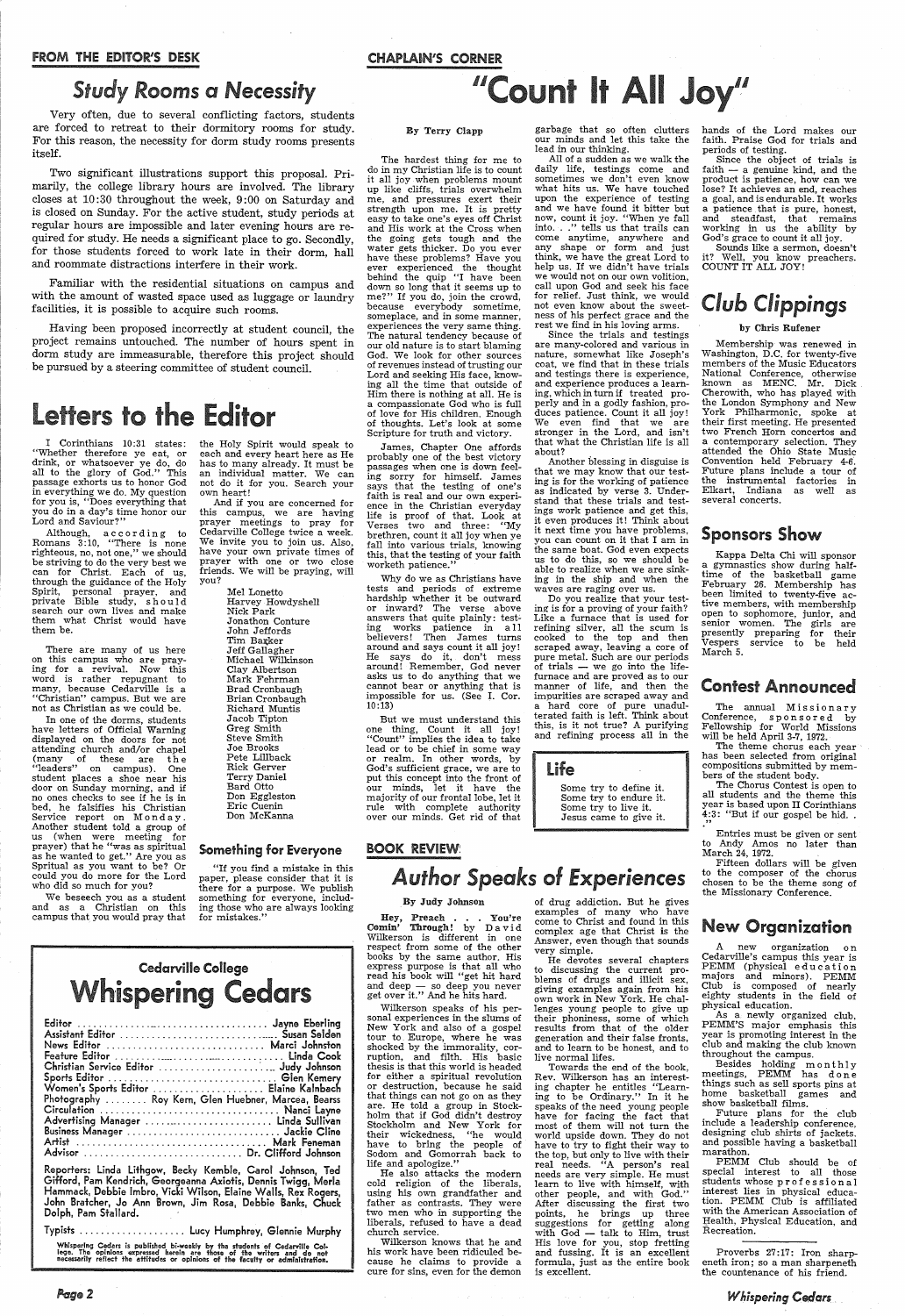FROM THE EDITOR'S DESK

## Study Rooms a Necessity

Very often, due to several conflicting factors, students are forced to retreat to their dormitory rooms for study. For this reason, the necessity for dorm study rooms presents itself.

Two significant illustrations support this proposal. Primarily, the college library hours are involved. The library closes at 10:30 throughout the week, 9:00 on Saturday and is closed on Sunday. For the active student, study periods at regular hours are impossible and later evening hours are required for study. He needs a significant place to go. Secondly, for those students forced to work late in their dorm, hall and roommate distractions interfere in their work.

Familiar with the residential situations on campus and with the amount of wasted space used as luggage or laundry facilities, it is possible to acquire such rooms.

Having been proposed incorrectly at student council, the project remains untouched. The number of hours spent in dorm study are immeasurable, therefore this project should be pursued by a steering committee of student council.

## Letters to the Editor

I Corinthians 10:31 states: "Whether therefore ye eat, or drink, or whatsoever ye do, do all to the glory of God." This passage exhorts us to honor God in everything we do. My question for you is, "Does everything that you do in a day's time honor our Lord and Saviour?"

Although, according to Romans 3:10, "There is none righteous, no, not one," we should be striving to do the very best we can for Christ. Each of us, through the guidance of the Holy Spirit, personal prayer, and private Bible study, should search our own lives and make them what Christ would have them be.

There are many of us here on this campus who are praying for a revival. Now this word is rather repugnant to many, because Cedarville is a "Christian" campus. But we are not as Christian as we could be.

In one of the dorms, students have letters of Official Warning displayed on the doors for not attending church and/or chapel (many of these are the "leaders" on campus). One student places a shoe near his door on Sunday morning, and if no ones checks to see if he is in bed, he falsifies his Christian Service report on Monday. Another student told a group of us (when were meeting for prayer) that he "was as spiritual as he wanted to get." Are you as Spirtual as you want to be? Or could you do more for the Lord who did so much for you?

We beseech you as a student and as a Christian on this campus that you would pray that the Holy Spirit would speak to each and every heart here as He has to many already. It must be an individual matter. We can not do it for you. Search your own heart!

And if you are concerned for this campus, we are having prayer meetings to pray for Cedarville College twice a week. We invite you to join us. Also, have your own private times of prayer with one or two close friends. We will be praying, will you?

Mel Lonetto
Harvey Howdyshell
Nick Park
Jonathon Conture
John Jeffords
Tim Bakker
Jeff Gallagher
Michael Wilkinson
Clay Albertson
Mark Fehrman
Brad Cronbaugh
Brian Cronbaugh
Richard Muntis
Jacob Tipton
Greg Smith
Steve Smith
Joe Brooks
Pete Lillback
Rick Gerver
Terry Daniel
Bard Otto
Don Eggleston
Eric Cuenin
Don McKanna

### Something for Everyone

"If you find a mistake in this paper, please consider that it is there for a purpose. We publish something for everyone, including those who are always looking for mistakes."

## Cedarville College Whispering Cedars

Editor ... Jayne Eberling
Assistant Editor ... Susan Selden
News Editor ... Marci Johnston
Feature Editor ... Linda Cook
Christian Service Editor ... Judy Johnson
Sports Editor ... Glen Kemery
Women's Sports Editor ... Elaine Kalnbach
Photography ... Roy Kern, Glen Huebner, Marcea, Bearss
Circulation ... Nanci Layne
Advertising Manager ... Linda Sullivan
Business Manager ... Jackie Cline
Artist ... Mark Feneman
Advisor ... Dr. Clifford Johnson

Reporters: Linda Lithgow, Becky Kemble, Carol Johnson, Ted Gifford, Pam Kendrich, Georgeanna Axiotis, Dennis Twigg, Merla Hammack, Debbie Imbro, Vicki Wilson, Elaine Walls, Rex Rogers, John Bratcher, Jo Ann Brown, Jim Rosa, Debbie Banks, Chuck Dolph, Pam Stallard.

Typists ... Lucy Humphrey, Glennie Murphy

Whispering Cedars is published bi-weekly by the students of Cedarville College. The opinions expressed herein are those of the writers and do not necessarily reflect the attitudes or opinions of the faculty or administration.

CHAPLAIN'S CORNER

## "Count It All Joy"

By Terry Clapp

The hardest thing for me to do in my Christian life is to count it all joy when problems mount up like cliffs, trials overwhelm me, and pressures exert their strength upon me. It is pretty easy to take one's eyes off Christ and His work at the Cross when the going gets tough and the water gets thicker. Do you ever have these problems? Have you ever experienced the thought behind the quip "I have been down so long that it seems up to me?" If you do, join the crowd, because everybody sometime, someplace, and in some manner, experiences the very same thing. The natural tendency because of our old nature is to start blaming God. We look for other sources of revenues instead of trusting our Lord and seeking His face, knowing all the time that outside of Him there is nothing at all. He is a compassionate God who is full of love for His children. Enough of thoughts. Let's look at some Scripture for truth and victory.

James, Chapter One affords probably one of the best victory passages when one is down feeling sorry for himself. James says that the testing of one's faith is real and our own experience in the Christian everyday life is proof of that. Look at Verses two and three: "My brethren, count it all joy when ye fall into various trials, knowing this, that the testing of your faith worketh patience."

Why do we as Christians have tests and periods of extreme hardship whether it be outward or inward? The verse above answers that quite plainly: testing works patience in all believers! Then James turns around and says count it all joy! He says do it, don't mess around! Remember, God never asks us to do anything that we cannot bear or anything that is impossible for us. (See I. Cor. 10:13)

But we must understand this one thing, Count it all joy! "Count" implies the idea to take lead or to be chief in some way or realm. In other words, by God's sufficient grace, we are to put this concept into the front of our minds, let it have the majority of our frontal lobe, let it rule with complete authority over our minds. Get rid of that garbage that so often clutters our minds and let this take the lead in our thinking.

All of a sudden as we walk the daily life, testings come and sometimes we don't even know what hits us. We have touched upon the experience of testing and we have found it bitter but now, count it joy. "When ye fall into. . ." tells us that trails can come anytime, anywhere and any shape or form and just think, we have the great Lord to help us. If we didn't have trials we would not on our own volition, call upon God and seek his face for relief. Just think, we would not even know about the sweetness of his perfect grace and the rest we find in his loving arms.

Since the trials and testings are many-colored and various in nature, somewhat like Joseph's coat, we find that in these trials and testings there is experience, and experience produces a learning, which in turn if treated properly and in a godly fashion, produces patience. Count it all joy! We even find that we are stronger in the Lord, and isn't that what the Christian life is all about?

Another blessing in disguise is that we may know that our testing is for the working of patience as indicated by verse 3. Understand that these trials and testings work patience and get this, it even produces it! Think about it next time you have problems, you can count on it that I am in the same boat. God even expects us to do this, so we should be able to realize when we are sinking in the ship and when the waves are raging over us.

Do you realize that your testing is for a proving of your faith? Like a furnace that is used for refining silver, all the scum is cooked to the top and then scraped away, leaving a core of pure metal. Such are our periods of trials — we go into the life-furnace and are proved as to our manner of life, and then the impurities are scraped away and a hard core of pure unadulterated faith is left. Think about this, is it not true? A purifying and refining process all in the hands of the Lord makes our faith. Praise God for trials and periods of testing.

Since the object of trials is faith — a genuine kind, and the product is patience, how can we lose? It achieves an end, reaches a goal, and is endurable. It works a patience that is pure, honest, and steadfast, that remains working in us the ability by God's grace to count it all joy.

Sounds like a sermon, doesn't it? Well, you know preachers. COUNT IT ALL JOY!

### Life

Some try to define it.
Some try to endure it.
Some try to live it.
Jesus came to give it.

BOOK REVIEW

## Author Speaks of Experiences

By Judy Johnson

**Hey, Preach . . . You're Comin' Through!** by David Wilkerson is different in one respect from some of the other books by the same author. His express purpose is that all who read his book will "get hit hard and deep — so deep you never get over it." And he hits hard.

Wilkerson speaks of his personal experiences in the slums of New York and also of a gospel tour to Europe, where he was shocked by the immorality, corruption, and filth. His basic thesis is that this world is headed for either a spiritual revolution or destruction, because he said that things can not go on as they are. He told a group in Stockholm that if God didn't destroy Stockholm and New York for their wickedness, "he would have to bring the people of Sodom and Gomorrah back to life and apologize."

He also attacks the modern cold religion of the liberals, using his own grandfather and father as contrasts. They were two men who in supporting the liberals, refused to have a dead church service.

Wilkerson knows that he and his work have been ridiculed because he claims to provide a cure for sins, even for the demon of drug addiction. But he gives examples of many who have come to Christ and found in this complex age that Christ is the Answer, even though that sounds very simple.

He devotes several chapters to discussing the current problems of drugs and illicit sex, giving examples again from his own work in New York. He challenges young people to give up their phoniness, some of which results from that of the older generation and their false fronts, and to learn to be honest, and to live normal lifes.

Towards the end of the book, Rev. Wilkerson has an interesting chapter he entitles "Learning to be Ordinary." In it he speaks of the need young people have for facing the fact that most of them will not turn the world upside down. They do not have to try to fight their way to the top, but only to live with their real needs. "A person's real needs are very simple. He must learn to live with himself, with other people, and with God." After discussing the first two points, he brings up three suggestions for getting along with God — talk to Him, trust His love for you, stop fretting and fussing. It is an excellent formula, just as the entire book is excellent.

## Club Clippings

by Chris Rufener

Membership was renewed in Washington, D.C. for twenty-five members of the Music Educators National Conference, otherwise known as MENC. Mr. Dick Cherowith, who has played with the London Symphony and New York Philharmonic, spoke at their first meeting. He presented two French Horn concertos and a contemporary selection. They attended the Ohio State Music Convention held February 4-6. Future plans include a tour of the instrumental factories in Elkart, Indiana as well as several concerts.

## Sponsors Show

Kappa Delta Chi will sponsor a gymnastics show during halftime of the basketball game February 26. Membership has been limited to twenty-five active members, with membership open to sophomore, junior, and senior women. The girls are presently preparing for their Vespers service to be held March 5.

## Contest Announced

The annual Missionary Conference, sponsored by Fellowship for World Missions will be held April 3-7, 1972.

The theme chorus each year has been selected from original compositions submitted by members of the student body.

The Chorus Contest is open to all students and the theme this year is based upon II Corinthians 4:3: "But if our gospel be hid. . ."

Entries must be given or sent to Andy Amos no later than March 24, 1972.

Fifteen dollars will be given to the composer of the chorus chosen to be the theme song of the Missionary Conference.

## New Organization

A new organization on Cedarville's campus this year is PEMM (physical education majors and minors). PEMM Club is composed of nearly eighty students in the field of physical education.

As a newly organized club, PEMM'S major emphasis this year is promoting interest in the club and making the club known throughout the campus.

Besides holding monthly meetings, PEMM has done things such as sell sports pins at home basketball games and show basketball films.

Future plans for the club include a leadership conference, designing club shirts of jackets, and possible having a basketball marathon.

PEMM Club should be of special interest to all those students whose professional interest lies in physical education. PEMM Club is affiliated with the American Association of Health, Physical Education, and Recreation.

Proverbs 27:17: Iron sharpeneth iron; so a man sharpeneth the countenance of his friend.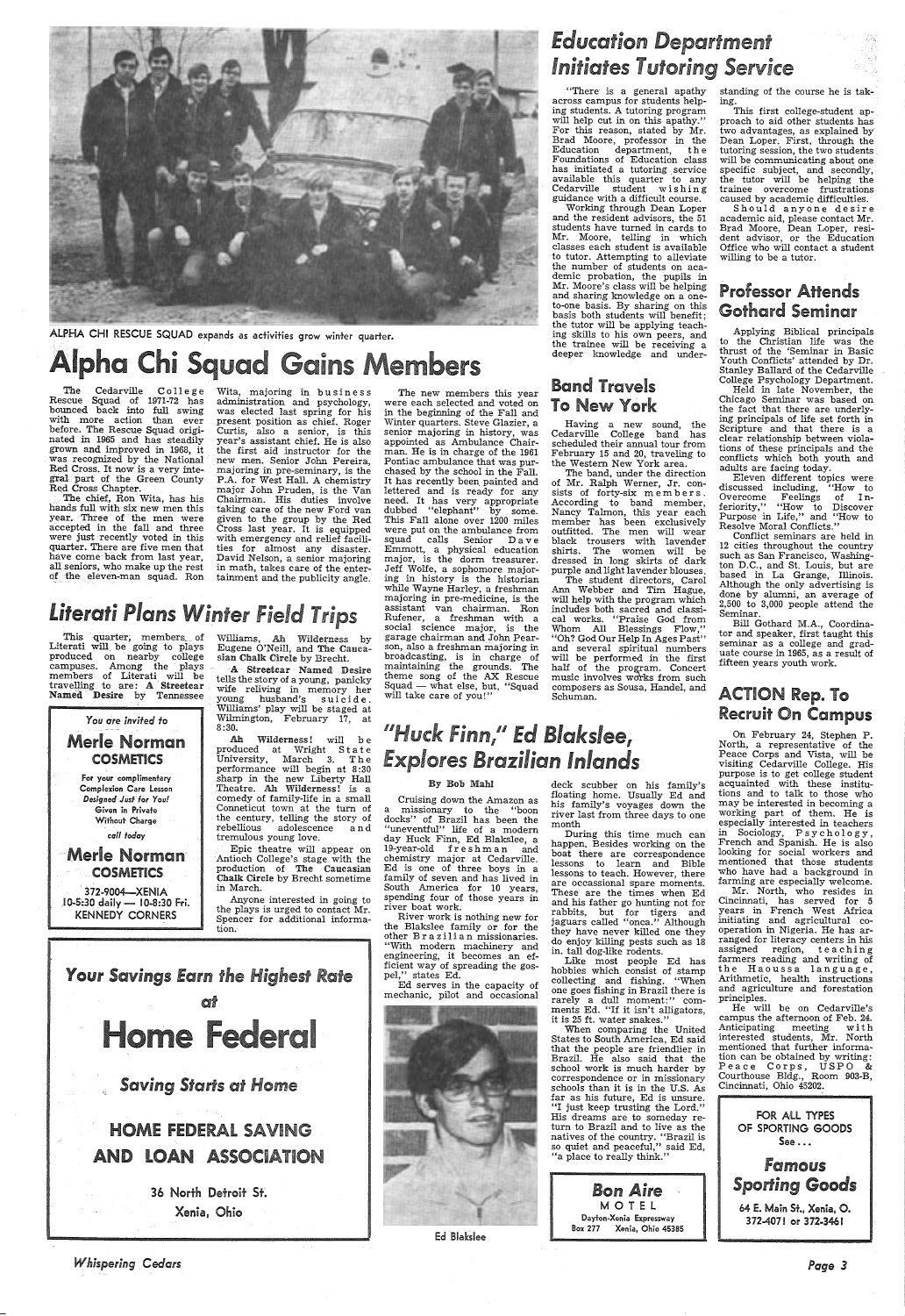ALPHA CHI RESCUE SQUAD expands as activities grow winter quarter.

# Alpha Chi Squad Gains Members

The Cedarville College Rescue Squad of 1971-72 has bounced back into full swing with more action than ever before. The Rescue Squad originated in 1965 and has steadily grown and improved in 1968, it was recognized by the National Red Cross. It now is a very integral part of the Green County Red Cross Chapter.

The chief, Ron Wita, has his hands full with six new men this year. Three of the men were accepted in the fall and three were just recently voted in this quarter. There are five men that have come back from last year, all seniors, who make up the rest of the eleven-man squad. Ron Wita, majoring in business administration and psychology, was elected last spring for his present position as chief. Roger Curtis, also a senior, is this year's assistant chief. He is also the first aid instructor for the new men. Senior John Pereira, majoring in pre-seminary, is the P.A. for West Hall. A chemistry major John Pruden, is the Van Chairman. His duties involve taking care of the new Ford van given to the group by the Red Cross last year. It is equipped with emergency and relief facilities for almost any disaster. David Nelson, a senior majoring in math, takes care of the entertainment and the publicity angle.

The new members this year were each selected and voted on in the beginning of the Fall and Winter quarters. Steve Glazier, a senior majoring in history, was appointed as Ambulance Chairman. He is in charge of the 1961 Pontiac ambulance that was purchased by the school in the Fall. It has recently been painted and lettered and is ready for any need. It has very appropriate dubbed "elephant" by some. This Fall alone over 1200 miles were put on the ambulance from squad calls. Senior Dave Emmott, a physical education major, is the dorm treasurer. Jeff Wolfe, a sophomore majoring in history is the historian while Wayne Harley, a freshman majoring in pre-medicine, is the assistant van chairman. Ron Rufener, a freshman with a social science major, is the garage chairman and John Pearson, also a freshman majoring in broadcasting, is in charge of maintaining the grounds. The theme song of the AX Rescue Squad — what else, but, "Squad will take care of you!"

## Literati Plans Winter Field Trips

This quarter, members of Literati will be going to plays produced on nearby college campuses. Among the plays members of Literati will be travelling to are: **A Streetcar Named Desire** by Tennessee Williams, **Ah Wilderness** by Eugene O'Neill, and **The Caucasian Chalk Circle** by Brecht.

**A Streetcar Named Desire** tells the story of a young, panicky wife reliving in memory her young husband's suicide. Williams' play will be staged at Wilmington, February 17, at 8:30.

**Ah Wilderness!** will be produced at Wright State University, March 3. The performance will begin at 8:30 sharp in the new Liberty Hall Theatre. **Ah Wilderness!** is a comedy of family-life in a small Conneticut town at the turn of the century, telling the story of rebellious adolescence and tremulous young love.

Epic theatre will appear on Antioch College's stage with the production of **The Caucasian Chalk Circle** by Brecht sometime in March.

Anyone interested in going to the plays is urged to contact Mr. Spencer for additional information.

*You are invited to*

**Merle Norman COSMETICS**

For your complimentary Complexion Care Lesson Designed Just for You! Given in Private Without Charge

call today

**Merle Norman COSMETICS**

372-9004—XENIA
10-5:30 daily — 10-8:30 Fri.
KENNEDY CORNERS

***Your Savings Earn the Highest Rate at***

# Home Federal

*Saving Starts at Home*

**HOME FEDERAL SAVING AND LOAN ASSOCIATION**

36 North Detroit St.
Xenia, Ohio

## Education Department Initiates Tutoring Service

"There is a general apathy across campus for students helping students. A tutoring program will help cut in on this apathy." For this reason, stated by Mr. Brad Moore, professor in the Education department, the Foundations of Education class has initiated a tutoring service available this quarter to any Cedarville student wishing guidance with a difficult course.

Working through Dean Loper and the resident advisors, the 51 students have turned in cards to Mr. Moore, telling in which classes each student is available to tutor. Attempting to alleviate the number of students on academic probation, the pupils in Mr. Moore's class will be helping and sharing knowledge on a one-to-one basis. By sharing on this basis both students will benefit; the tutor will be applying teaching skills to his own peers, and the trainee will be receiving a deeper knowledge and understanding of the course he is taking.

This first college-student approach to aid other students has two advantages, as explained by Dean Loper. First, through the tutoring session, the two students will be communicating about one specific subject, and secondly, the tutor will be helping the trainee overcome frustrations caused by academic difficulties.

Should anyone desire academic aid, please contact Mr. Brad Moore, Dean Loper, resident advisor, or the Education Office who will contact a student willing to be a tutor.

## Band Travels To New York

Having a new sound, the Cedarville College band has scheduled their annual tour from February 15 and 20, traveling to the Western New York area.

The band, under the direction of Mr. Ralph Werner, Jr. consists of forty-six members. According to band member, Nancy Talmon, this year each member has been exclusively outfitted. The men will wear black trousers with lavender shirts. The women will be dressed in long skirts of dark purple and light lavender blouses.

The student directors, Carol Ann Webber and Tim Hague, will help with the program which includes both sacred and classical works. "Praise God from Whom All Blessings Flow," "Oh? God Our Help In Ages Past" and several spiritual numbers will be performed in the first half of the program. Concert music involves works from such composers as Sousa, Handel, and Schuman.

## Professor Attends Gothard Seminar

Applying Biblical principals to the Christian life was the thrust of the 'Seminar in Basic Youth Conflicts' attended by Dr. Stanley Ballard of the Cedarville College Psychology Department.

Held in late November, the Chicago Seminar was based on the fact that there are underlying principals of life set forth in Scripture and that there is a clear relationship between violations of these principals and the conflicts which both youth and adults are facing today.

Eleven different topics were discussed including, "How to Overcome Feelings of Inferiority," "How to Discover Purpose in Life," and "How to Resolve Moral Conflicts."

Conflict seminars are held in 12 cities throughout the country such as San Francisco, Washington D.C., and St. Louis, but are based in La Grange, Illinois. Although the only advertising is done by alumni, an average of 2,500 to 3,000 people attend the Seminar.

Bill Gothard M.A., Coordinator and speaker, first taught this seminar as a college and graduate course in 1965, as a result of fifteen years youth work.

## "Huck Finn," Ed Blakslee, Explores Brazilian Inlands

By Bob Mahl

Cruising down the Amazon as a missionary to the "boon docks" of Brazil has been the "uneventful" life of a modern day Huck Finn, Ed Blakslee, a 19-year-old freshman and chemistry major at Cedarville. Ed is one of three boys in a family of seven and has lived in South America for 10 years, spending four of those years in river boat work.

River work is nothing new for the Blakslee family or for the other Brazilian missionaries. "With modern machinery and engineering, it becomes an efficient way of spreading the gospel," states Ed.

Ed serves in the capacity of mechanic, pilot and occasional deck scubber on his family's floating home. Usually Ed and his family's voyages down the river last from three days to one month

During this time much can happen. Besides working on the boat there are correspondence lessons to learn and Bible lessons to teach. However, there are occasional spare moments. These are the times when Ed and his father go hunting not for rabbits, but for tigers and jaguars called "onca." Although they have never killed one they do enjoy killing pests such as 18 in. tall dog-like rodents.

Unlike most people Ed has hobbies which consist of stamp collecting and fishing. "When one goes fishing in Brazil there is rarely a dull moment:" comments Ed. "If it isn't alligators, it is 25 ft. water snakes."

When comparing the United States to South America, Ed said that the people are friendlier in Brazil. He also said that the school work is much harder by correspondence or in missionary schools than it is in the U.S. As far as his future, Ed is unsure. "I just keep trusting the Lord." His dreams are to someday return to Brazil and to live as the natives of the country. "Brazil is so quiet and peaceful," said Ed, "a place to really think."

Ed Blakslee

**Bon Aire MOTEL**
Dayton-Xenia Expressway
Box 277 Xenia, Ohio 45385

## ACTION Rep. To Recruit On Campus

On February 24, Stephen P. North, a representative of the Peace Corps and Vista, will be visiting Cedarville College. His purpose is to get college student acquainted with these institutions and to talk to those who may be interested in becoming a working part of them. He is especially interested in teachers in Sociology, Psychology, French and Spanish. He is also looking for social workers and mentioned that those students who have had a background in farming are especially welcome.

Mr. North, who resides in Cincinnati, has served for 5 years in French West Africa initiating and agricultural cooperation in Nigeria. He has arranged for literacy centers in his assigned region, teaching farmers reading and writing of the Haousa language, Arithmetic, health instructions and agriculture and forestation principles.

He will be on Cedarville's campus the afternoon of Feb. 24. Anticipating meeting with interested students, Mr. North mentioned that further information can be obtained by writing: Peace Corps, USPO & Courthouse Bldg., Room 903-B, Cincinnati, Ohio 45202.

FOR ALL TYPES OF SPORTING GOODS See...

**Famous Sporting Goods**

64 E. Main St., Xenia, O.
372-4071 or 372-3461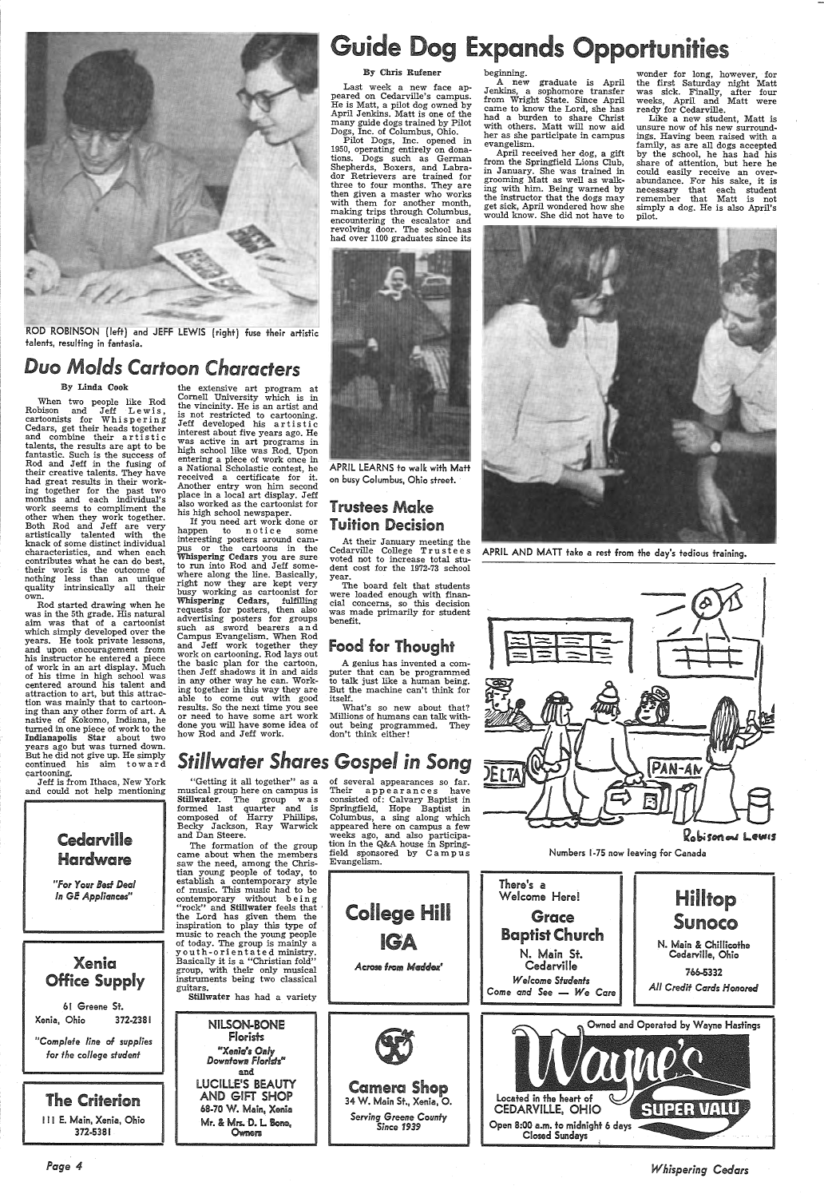ROD ROBINSON (left) and JEFF LEWIS (right) fuse their artistic talents, resulting in fantasia.

## Duo Molds Cartoon Characters

**By Linda Cook**

When two people like Rod Robison and Jeff Lewis, cartoonists for Whispering Cedars, get their heads together and combine their artistic talents, the results are apt to be fantastic. Such is the success of Rod and Jeff in the fusing of their creative talents. They have had great results in their working together for the past two months and each individual's work seems to compliment the other when they work together. Both Rod and Jeff are very artistically talented with the knack of some distinct individual characteristics, and when each contributes what he can do best, their work is the outcome of nothing less than an unique quality intrinsically all their own.

Rod started drawing when he was in the 5th grade. His natural aim was that of a cartoonist which simply developed over the years. He took private lessons, and upon encouragement from his instructor he entered a piece of work in an art display. Much of his time in high school was centered around his talent and attraction to art, but this attraction was mainly that to cartooning than any other form of art. A native of Kokomo, Indiana, he turned in one piece of work to the **Indianapolis Star** about two years ago but was turned down. But he did not give up. He simply continued his aim toward cartooning.

Jeff is from Ithaca, New York and could not help mentioning the extensive art program at Cornell University which is in the vincinity. He is an artist and is not restricted to cartooning. Jeff developed his artistic interest about five years ago. He was active in art programs in high school like was Rod. Upon entering a piece of work once in a National Scholastic contest, he received a certificate for it. Another entry won him second place in a local art display. Jeff also worked as the cartoonist for his high school newspaper.

If you need art work done or happen to notice some interesting posters around campus or the cartoons in the **Whispering Cedars** you are sure to run into Rod and Jeff somewhere along the line. Basically, right now they are kept very busy working as cartoonist for **Whispering Cedars**, fulfilling requests for posters, then also advertising posters for groups such as sword bearers and Campus Evangelism. When Rod and Jeff work together they work on cartooning. Rod lays out the basic plan for the cartoon, then Jeff shadows it in and aids in any other way he can. Working together in this way they are able to come out with good results. So the next time you see or need to have some art work done you will have some idea of how Rod and Jeff work.

# Guide Dog Expands Opportunities

**By Chris Rufener**

Last week a new face appeared on Cedarville's campus. He is Matt, a pilot dog owned by April Jenkins. Matt is one of the many guide dogs trained by Pilot Dogs, Inc. of Columbus, Ohio.

Pilot Dogs, Inc. opened in 1950, operating entirely on donations. Dogs such as German Shepherds, Boxers, and Labrador Retrievers are trained for three to four months. They are then given a master who works with them for another month, making trips through Columbus, encountering the escalator and revolving door. The school has had over 1100 graduates since its beginning.

A new graduate is April Jenkins, a sophomore transfer from Wright State. Since April came to know the Lord, she has had a burden to share Christ with others. Matt will now aid her as she participate in campus evangelism.

April received her dog, a gift from the Springfield Lions Club, in January. She was trained in grooming Matt as well as walking with him. Being warned by the instructor that the dogs may get sick, April wondered how she would know. She did not have to wonder for long, however, for the first Saturday night Matt was sick. Finally, after four weeks, April and Matt were ready for Cedarville.

Like a new student, Matt is unsure now of his new surroundings. Having been raised with a family, as are all dogs accepted by the school, he has had his share of attention, but here he could easily receive an overabundance. For his sake, it is necessary that each student remember that Matt is not simply a dog. He is also April's pilot.

APRIL LEARNS to walk with Matt on busy Columbus, Ohio street.

APRIL AND MATT take a rest from the day's tedious training.

## Trustees Make Tuition Decision

At their January meeting the Cedarville College Trustees voted not to increase total student cost for the 1972-73 school year.

The board felt that students were loaded enough with financial concerns, so this decision was made primarily for student benefit.

## Food for Thought

A genius has invented a computer that can be programmed to talk just like a human being. But the machine can't think for itself.

What's so new about that? Millions of humans can talk without being programmed. They don't think either!

## Stillwater Shares Gospel in Song

"Getting it all together" as a musical group here on campus is **Stillwater**. The group was formed last quarter and is composed of Harry Phillips, Becky Jackson, Ray Warwick and Dan Steere.

The formation of the group came about when the members saw the need, among the Christian young people of today, to establish a contemporary style of music. This music had to be contemporary without being "rock" and **Stillwater** feels that the Lord has given them the inspiration to play this type of music to reach the young people of today. The group is mainly a youth-orientated ministry. Basically it is a "Christian fold" group, with their only musical instruments being two classical guitars.

**Stillwater** has had a variety of several appearances so far. Their appearances have consisted of: Calvary Baptist in Springfield, Hope Baptist in Columbus, a sing along which appeared here on campus a few weeks ago, and also participation in the Q&A house in Springfield sponsored by Campus Evangelism.

DELTA PAN-AM

Robison and Lewis

Numbers 1-75 now leaving for Canada

**Cedarville Hardware**
*"For Your Best Deal In GE Appliances"*

**Xenia Office Supply**
61 Greene St.
Xenia, Ohio 372-2381
*"Complete line of supplies for the college student"*

**The Criterion**
111 E. Main, Xenia, Ohio
372-5381

**NILSON-BONE Florists**
*"Xenia's Only Downtown Florists"*
and
**LUCILLE'S BEAUTY AND GIFT SHOP**
68-70 W. Main, Xenia
Mr. & Mrs. D. L. Bone, Owners

**College Hill IGA**
*Across from Maddox'*

**Camera Shop**
34 W. Main St., Xenia, O.
*Serving Greene County Since 1939*

There's a Welcome Here!
**Grace Baptist Church**
N. Main St.
Cedarville
*Welcome Students*
*Come and See — We Care*

**Hilltop Sunoco**
N. Main & Chillicothe
Cedarville, Ohio
766-5332
*All Credit Cards Honored*

Owned and Operated by Wayne Hastings
**Wayne's SUPER VALU**
Located in the heart of CEDARVILLE, OHIO
Open 8:00 a.m. to midnight 6 days
Closed Sundays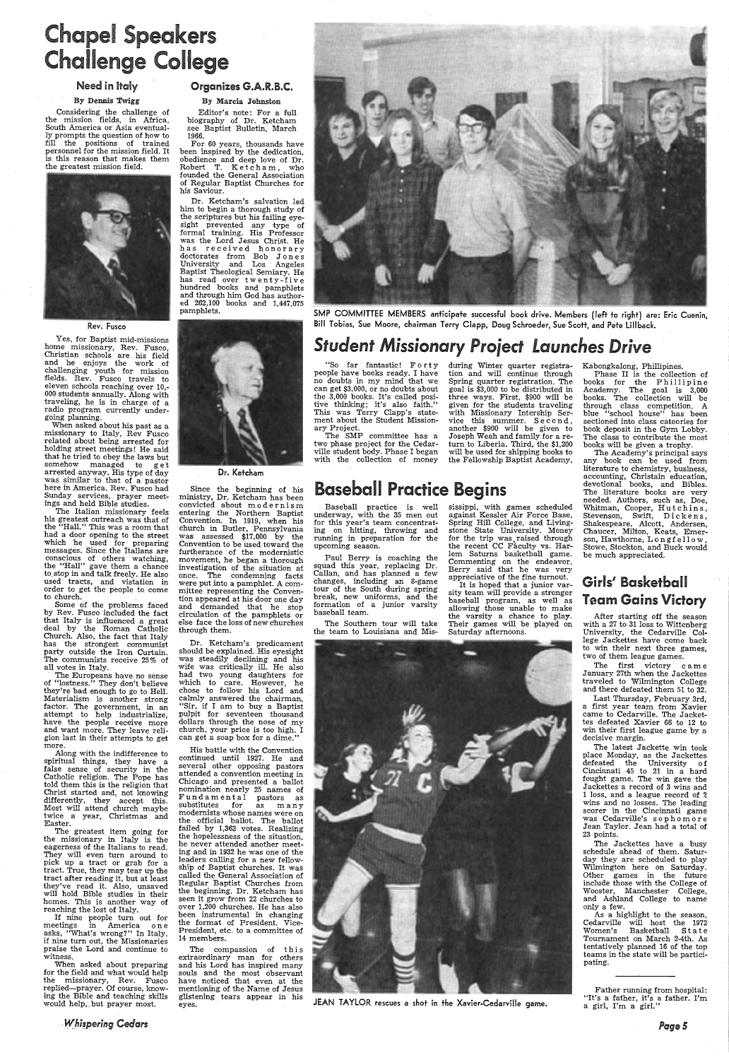# Chapel Speakers Challenge College

## Need in Italy

**By Dennis Twigg**

Considering the challenge of the mission fields, in Africa, South America or Asia eventually prompts the question of how to fill the positions of trained personnel for the mission field. It is this reason that makes them the greatest mission field.

Rev. Fusco

Yes, for Baptist mid-missions home missionary, Rev. Fusco, Christian schools are his field and he enjoys the work of challenging youth for mission fields. Rev. Fusco travels to eleven schools reaching over 10,-000 students annually. Along with traveling, he is in charge of a radio program currently undergoing planning.

When asked about his past as a missionary to Italy, Rev Fusco related about being arrested for holding street meetings! He said that he tried to obey the laws but somehow managed to get arrested anyway. His type of day was similar to that of a pastor here in America. Rev. Fusco had Sunday services, prayer meetings and held Bible studies.

The Italian missionary feels his greatest outreach was that of the "Hall." This was a room that had a door opening to the street which he used for preparing messages. Since the Italians are conscious of others watching, the "Hall" gave them a chance to stop in and talk freely. He also used tracts, and vistation in order to get the people to come to church.

Some of the problems faced by Rev. Fusco included the fact that Italy is influenced a great deal by the Roman Catholic Church. Also, the fact that Italy has the strongest communist party outside the Iron Curtain. The communists receive 25% of all votes in Italy.

The Europeans have no sense of "lostness." They don't believe they're bad enough to go to Hell. Materialism is another strong factor. The government, in an attempt to help industrialize, have the people receive more and want more. They leave religion last in their attempts to get more.

Along with the indifference to spiritual things, they have a false sense of security in the Catholic religion. The Pope has told them this is the religion that Christ started and, not knowing differently, they accept this. Most will attend church maybe twice a year, Christmas and Easter.

The greatest item going for the missionary in Italy is the eagerness of the Italians to read. They will even turn around to pick up a tract or grab for a tract. True, they may tear up the tract after reading it, but at least they've read it. Also, unsaved will hold Bible studies in their homes. This is another way of reaching the lost of Italy.

If nine people turn out for meetings in America one asks, "What's wrong?" In Italy, if nine turn out, the Missionaries praise the Lord and continue to witness.

When asked about preparing for the field and what would help the missionary, Rev. Fusco replied—prayer. Of course, knowing the Bible and teaching skills would help, but prayer most.

## Organizes G.A.R.B.C.

**By Marcia Johnston**

Editor's note: For a full biography of Dr. Ketcham see Baptist Bulletin, March 1966.

For 60 years, thousands have been inspired by the dedication, obedience and deep love of Dr. Robert T. Ketcham, who founded the General Association of Regular Baptist Churches for his Saviour.

Dr. Ketcham's salvation led him to begin a thorough study of the scriptures but his failing eyesight prevented any type of formal training. His Professor was the Lord Jesus Christ. He has received honorary doctorates from Bob Jones University and Los Angeles Baptist Theological Semiary. He has read over twenty-five hundred books and pamphlets and through him God has authored 262,100 books and 1,447,075 pamphlets.

Dr. Ketcham

Since the beginning of his ministry, Dr. Ketcham has been convicted about modernism entering the Northern Baptist Convention. In 1919, when his church in Butler, Pennsylvania was assessed $17,000 by the Convention to be used toward the furtherance of the modernistic movement, he began a thorough investigation of the situation at once. The condemning facts were put into a pamphlet. A committee representing the Convention appeared at his door one day and demanded that he stop circulation of the pamphlets or else face the loss of new churches through them.

Dr. Ketcham's predicament should be explained. His eyesight was steadily declining and his wife was critically ill. He also had two young daughters for which to care. However, he chose to follow his Lord and calmly answered the chairman, "Sir, if I am to buy a Baptist pulpit for seventeen thousand dollars through the nose of my church, your price is too high. I can get a soap box for a dime."

His battle with the Convention continued until 1927. He and several other opposing pastors attended a convention meeting in Chicago and presented a ballot nomination nearly 25 names of Fundamental pastors as substitutes for as many modernists whose names were on the official ballot. The ballot failed by 1,363 votes. Realizing the hopelessness of the situation, he never attended another meeting and in 1932 he was one of the leaders calling for a new fellowship of Baptist churches. It was called the General Association of Regular Baptist Churches from the beginning. Dr. Ketcham has seen it grow from 22 churches to over 1,200 churches. He has also been instrumental in changing the format of President, Vice-President, etc. to a committee of 14 members.

The compassion of this extraordinary man for others and his Lord has inspired many souls and the most observant have noticed that even at the mentioning of the Name of Jesus glistening tears appear in his eyes.

SMP COMMITTEE MEMBERS anticipate successful book drive. Members (left to right) are: Eric Cuenin, Bill Tobias, Sue Moore, chairman Terry Clapp, Doug Schroeder, Sue Scott, and Pete Lillback.

# Student Missionary Project Launches Drive

"So far fantastic! Forty people have books ready. I have no doubts in my mind that we can get $3,000, or no doubts about the 3,000 books. It's called positive thinking; it's also faith." This was Terry Clapp's statement about the Student Missionary Project.

The SMP committee has a two phase project for the Cedarville student body. Phase I began with the collection of money during Winter quarter registration and will continue through Spring quarter registration. The goal is $3,000 to be distributed in three ways. First, $900 will be given for the students traveling with Missionary Intership Service this summer. Second, another $900 will be given to Joseph Weah and family for a return to Liberia. Third, the $1,200 will be used for shipping books to the Fellowship Baptist Academy, Kabongkalong, Phillipines.

Phase II is the collection of books for the Phillipine Academy. The goal is 3,000 books. The collection will be through class competition. A blue "school house" has been sectioned into class cateories for book deposit in the Gym Lobby. The class to contribute the most books will be given a trophy.

The Academy's principal says any book can be used from literature to chemistry, business, accounting, Christain education, devotional books, and Bibles. The literature books are very needed. Authors, such as, Doe, Whitman, Cooper, Hutchins, Stevenson, Swift, Dickens, Shakespeare, Alcott, Andersen, Chaucer, Milton, Keats, Emerson, Hawthorne, Longfellow, Stowe, Stockton, and Buck would be much appreciated.

# Baseball Practice Begins

Baseball practice is well underway, with the 35 men out for this year's team concentrating on hitting, throwing and running in preparation for the upcoming season.

Paul Berry is coaching the squad this year, replacing Dr. Callan, and has planned a few changes, including an 8-game tour of the South during spring break, new uniforms, and the formation of a junior varsity baseball team.

The Southern tour will take the team to Louisiana and Mississippi, with games scheduled against Kessler Air Force Base, Spring Hill College, and Livingstone State University. Money for the trip was raised through the recent CC Faculty vs. Harlem Saturns basketball game. Commenting on the endeavor, Berry said that he was very appreciative of the fine turnout.

It is hoped that a junior varsity team will provide a stronger baseball program, as well as allowing those unable to make the varsity a chance to play. Their games will be played on Saturday afternoons.

JEAN TAYLOR rescues a shot in the Xavier-Cedarville game.

# Girls' Basketball Team Gains Victory

After starting off the season with a 27 to 31 loss to Wittenberg University, the Cedarville College Jackettes have come back to win their next three games, two of them league games.

The first victory came January 27th when the Jackettes traveled to Wilmington College and there defeated them 51 to 32.

Last Thursday, February 3rd, a first year team from Xavier came to Cedarville. The Jackettes defeated Xavier 66 to 12 to win their first league game by a decisive margin.

The latest Jackette win took place Monday, as the Jackettes defeated the University of Cincinnati 45 to 21 in a hard fought game. The win gave the Jackettes a record of 3 wins and 1 loss, and a league record of 2 wins and no losses. The leading scorer in the Cincinnati game was Cedarville's sophomore Jean Taylor. Jean had a total of 23 points.

The Jackettes have a busy schedule ahead of them. Saturday they are scheduled to play Wilmington here on Saturday. Other games in the future include those with the College of Wooster, Manchester College, and Ashland College to name only a few.

As a highlight to the season, Cedarville will host the 1972 Women's Basketball State Tournament on March 2-4th. As tentatively planned 16 of the top teams in the state will be participating.

Father running from hospital: "It's a father, it's a father. I'm a girl, I'm a girl."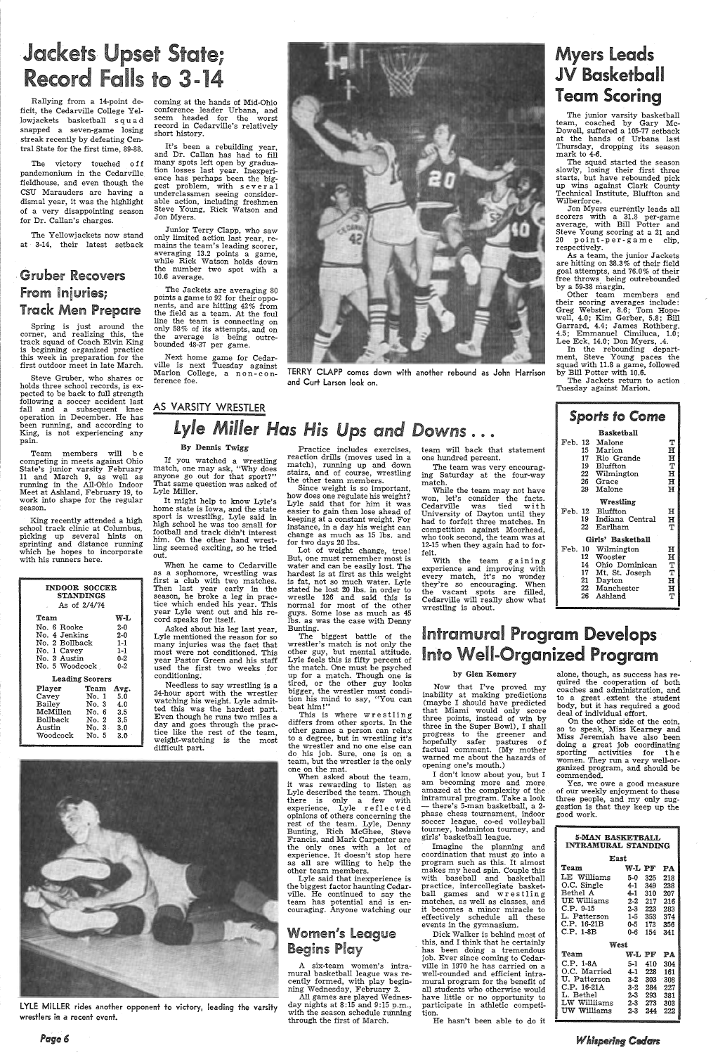# Jackets Upset State; Record Falls to 3-14

Rallying from a 14-point deficit, the Cedarville College Yellowjackets basketball squad snapped a seven-game losing streak recently by defeating Central State for the first time, 89-88.

The victory touched off pandemonium in the Cedarville fieldhouse, and even though the CSU Marauders are having a dismal year, it was the highlight of a very disappointing season for Dr. Callan's charges.

The Yellowjackets now stand at 3-14, their latest setback coming at the hands of Mid-Ohio conference leader Urbana, and seem headed for the worst record in Cedarville's relatively short history.

It's been a rebuilding year, and Dr. Callan has had to fill many spots left open by graduation losses last year. Inexperience has perhaps been the biggest problem, with several underclassmen seeing considerable action, including freshmen Steve Young, Rick Watson and Jon Myers.

Junior Terry Clapp, who saw only limited action last year, remains the team's leading scorer, averaging 13.2 points a game, while Rick Watson holds down the number two spot with a 10.6 average.

The Jackets are averaging 80 points a game to 92 for their opponents, and are hitting 42% from the field as a team. At the foul line the team is connecting on only 58% of its attempts, and on the average is being outrebounded 48-37 per game.

Next home game for Cedarville is next Tuesday against Marion College, a non-conference foe.

TERRY CLAPP comes down with another rebound as John Harrison and Curt Larson look on.

## Gruber Recovers From Injuries; Track Men Prepare

Spring is just around the corner, and realizing this, the track squad of Coach Elvin King is beginning organized practice this week in preparation for the first outdoor meet in late March.

Steve Gruber, who shares or holds three school records, is expected to be back to full strength following a soccer accident last fall and a subsequent knee operation in December. He has been running, and according to King, is not experiencing any pain.

Team members will be competing in meets against Ohio State's junior varsity February 11 and March 9, as well as running in the All-Ohio Indoor Meet at Ashland, February 19, to work into shape for the regular season.

King recently attended a high school track clinic at Columbus, picking up several hints on sprinting and distance running which he hopes to incorporate with his runners here.

**INDOOR SOCCER STANDINGS**
As of 2/4/74

| Team | W-L |
|---|---|
| No. 6 Rooke | 2-0 |
| No. 4 Jenkins | 2-0 |
| No. 2 Bollback | 1-1 |
| No. 1 Cavey | 1-1 |
| No. 3 Austin | 0-2 |
| No. 5 Woodcock | 0-2 |

**Leading Scorers**

| Player | Team | Avg. |
|---|---|---|
| Cavey | No. 1 | 5.0 |
| Bailey | No. 3 | 4.0 |
| McMillen | No. 6 | 3.5 |
| Bollback | No. 2 | 3.5 |
| Austin | No. 3 | 3.0 |
| Woodcock | No. 5 | 3.0 |

LYLE MILLER rides another opponent to victory, leading the varsity wrestlers in a recent event.

# Myers Leads JV Basketball Team Scoring

The junior varsity basketball team, coached by Gary McDowell, suffered a 105-77 setback at the hands of Urbana last Thursday, dropping its season mark to 4-6.

The squad started the season slowly, losing their first three starts, but have rebounded pick up wins against Clark County Technical Institute, Bluffton and Wilberforce.

Jon Myers currently leads all scorers with a 31.8 per-game average, with Bill Potter and Steve Young scoring at a 21 and 20 point-per-game clip, respectively.

As a team, the junior Jackets are hitting on 38.3% of their field goal attempts, and 76.0% of their free throws being outrebounded by a 59-38 margin.

Other team members and their scoring averages include: Greg Webster, 8.6; Tom Hopewell, 4.0; Kim Gerber, 5.8; Bill Garrard, 4.4; James Rothberg, 4.5; Emmanuel Cimiluca, 1.0; Lee Eck, 14.0; Don Myers, .4.

In the rebounding department, Steve Young paces the squad with 11.8 a game, followed by Bill Potter with 10.6.

The Jackets return to action Tuesday against Marion.

## Sports to Come

**Basketball**

| | | | |
|---|---|---|---|
| Feb. | 12 | Malone | T |
| | 15 | Marion | H |
| | 17 | Rio Grande | H |
| | 19 | Bluffton | T |
| | 22 | Wilmington | H |
| | 26 | Grace | H |
| | 29 | Malone | H |

**Wrestling**

| | | | |
|---|---|---|---|
| Feb. | 12 | Bluffton | H |
| | 19 | Indiana Central | H |
| | 22 | Earlham | T |

**Girls' Basketball**

| | | | |
|---|---|---|---|
| Feb. | 10 | Wilmington | H |
| | 12 | Wooster | H |
| | 14 | Ohio Dominican | T |
| | 17 | Mt. St. Joseph | T |
| | 21 | Dayton | H |
| | 22 | Manchester | H |
| | 26 | Ashland | T |

AS VARSITY WRESTLER

# Lyle Miller Has His Ups and Downs . . .

By Dennis Twigg

If you watched a wrestling match, one may ask, "Why does anyone go out for that sport?" That same question was asked of Lyle Miller.

It might help to know Lyle's home state is Iowa, and the state sport is wrestling. Lyle said in high school he was too small for football and track didn't interest him. On the other hand wrestling seemed exciting, so he tried out.

When he came to Cedarville as a sophomore, wrestling was first a club with two matches. Then last year early in the season, he broke a leg in practice which ended his year. This year Lyle went out and his record speaks for itself.

Asked about his leg last year, Lyle mentioned the reason for so many injuries was the fact that most were not conditioned. This year Pastor Green and his staff used the first two weeks for conditioning.

Needless to say wrestling is a 24-hour sport with the wrestler watching his weight. Lyle admitted this was the hardest part. Even though he runs two miles a day and goes through the practice like the rest of the team, weight-watching is the most difficult part.

Practice includes exercises, reaction drills (moves used in a match), running up and down stairs, and of course, wrestling the other team members.

Since weight is so important, how does one regulate his weight? Lyle said that for him it was easier to gain then lose ahead of keeping at a constant weight. For instance, in a day his weight can change as much as 15 lbs. and for two days 20 lbs.

Lot of weight change, true! But, one must remember most is water and can be easily lost. The hardest is at first as this weight is fat, not so much water. Lyle stated he lost 20 lbs. in order to wrestle 126 and said this is normal for most of the other guys. Some lose as much as 45 lbs. as was the case with Denny Bunting.

The biggest battle of the wrestler's match is not only the other guy, but mental attitude. Lyle feels this is fifty percent of the match. One must be psyched up for a match. Though one is tired, or the other guy looks bigger, the wrestler must condition his mind to say, "You can beat him!"

This is where wrestling differs from other sports. In the other games a person can relax to a degree, but in wrestling it's the wrestler and no one else can do his job. Sure, one is on a team, but the wrestler is the only one on the mat.

When asked about the team, it was rewarding to listen as Lyle described the team. Though there is only a few with experience, Lyle reflected opinions of others concerning the rest of the team. Lyle, Denny Bunting, Rich McGhee, Steve Francis, and Mark Carpenter are the only ones with a lot of experience. It doesn't stop here as all are willing to help the other team members.

Lyle said that inexperience is the biggest factor haunting Cedarville. He continued to say the team has potential and is encouraging. Anyone watching our team will back that statement one hundred percent.

The team was very encouraging Saturday at the four-way match.

While the team may not have won, let's consider the facts. Cedarville was tied with University of Dayton until they had to forfeit three matches. In competition against Moorhead, who took second, the team was at 12-15 when they again had to forfeit.

With the team gaining experience and improving with every match, it's no wonder they're so encouraging. When the vacant spots are filled, Cedarville will really show what wrestling is about.

## Women's League Begins Play

A six-team women's intramural basketball league was recently formed, with play beginning Wednesday, February 2.

All games are played Wednesday nights at 8:15 and 9:15 p.m., with the season schedule running through the first of March.

# Intramural Program Develops Into Well-Organized Program

by Glen Kemery

Now that I've proved my inability at making predictions (maybe I should have predicted that Miami would only score three points, instead of win by three in the Super Bowl), I shall progress to the greener and hopefully safer pastures of factual comment. (My mother warned me about the hazards of opening one's mouth.)

I don't know about you, but I am becoming more and more amazed at the complexity of the intramural program. Take a look — there's 5-man basketball, a 2-phase chess tournament, indoor soccer league, co-ed volleyball tourney, badminton tourney, and girls' basketball league.

Imagine the planning and coordination that must go into a program such as this. It almost makes my head spin. Couple this with baseball and basketball practice, intercollegiate basketball games and wrestling matches, as well as classes, and it becomes a minor miracle to effectively schedule all these events in the gymnasium.

Dick Walker is behind most of this, and I think that he certainly has been doing a tremendous job. Ever since coming to Cedarville in 1970 he has carried on a well-rounded and efficient intramural program for the benefit of all students who otherwise would have little or no opportunity to participate in athletic competition.

He hasn't been able to do it alone, though, as success has required the cooperation of both coaches and administration, and to a great extent the student body, but it has required a good deal of individual effort.

On the other side of the coin, so to speak, Miss Kearney and Miss Jeremiah have also been doing a great job coordinating sporting activities for the women. They run a very well-organized program, and should be commended.

Yes, we owe a good measure of our weekly enjoyment to these three people, and my only suggestion is that they keep up the good work.

**5-MAN BASKETBALL INTRAMURAL STANDING**

**East**

| Team | W-L | PF | PA |
|---|---|---|---|
| LE Williams | 5-0 | 325 | 218 |
| O.C. Single | 4-1 | 349 | 238 |
| Bethel A | 4-1 | 310 | 207 |
| UE Williams | 2-2 | 217 | 216 |
| C.P. 9-15 | 2-3 | 223 | 283 |
| L. Patterson | 1-5 | 353 | 374 |
| C.P. 16-21B | 0-5 | 173 | 356 |
| C.P. 1-8B | 0-6 | 154 | 341 |

**West**

| Team | W-L | PF | PA |
|---|---|---|---|
| C.P. 1-8A | 5-1 | 410 | 304 |
| O.C. Married | 4-1 | 228 | 161 |
| U. Patterson | 3-2 | 303 | 308 |
| C.P. 16-21A | 3-2 | 284 | 227 |
| L. Bethel | 2-3 | 293 | 381 |
| LW Williams | 2-3 | 273 | 303 |
| UW Williams | 2-3 | 244 | 222 |